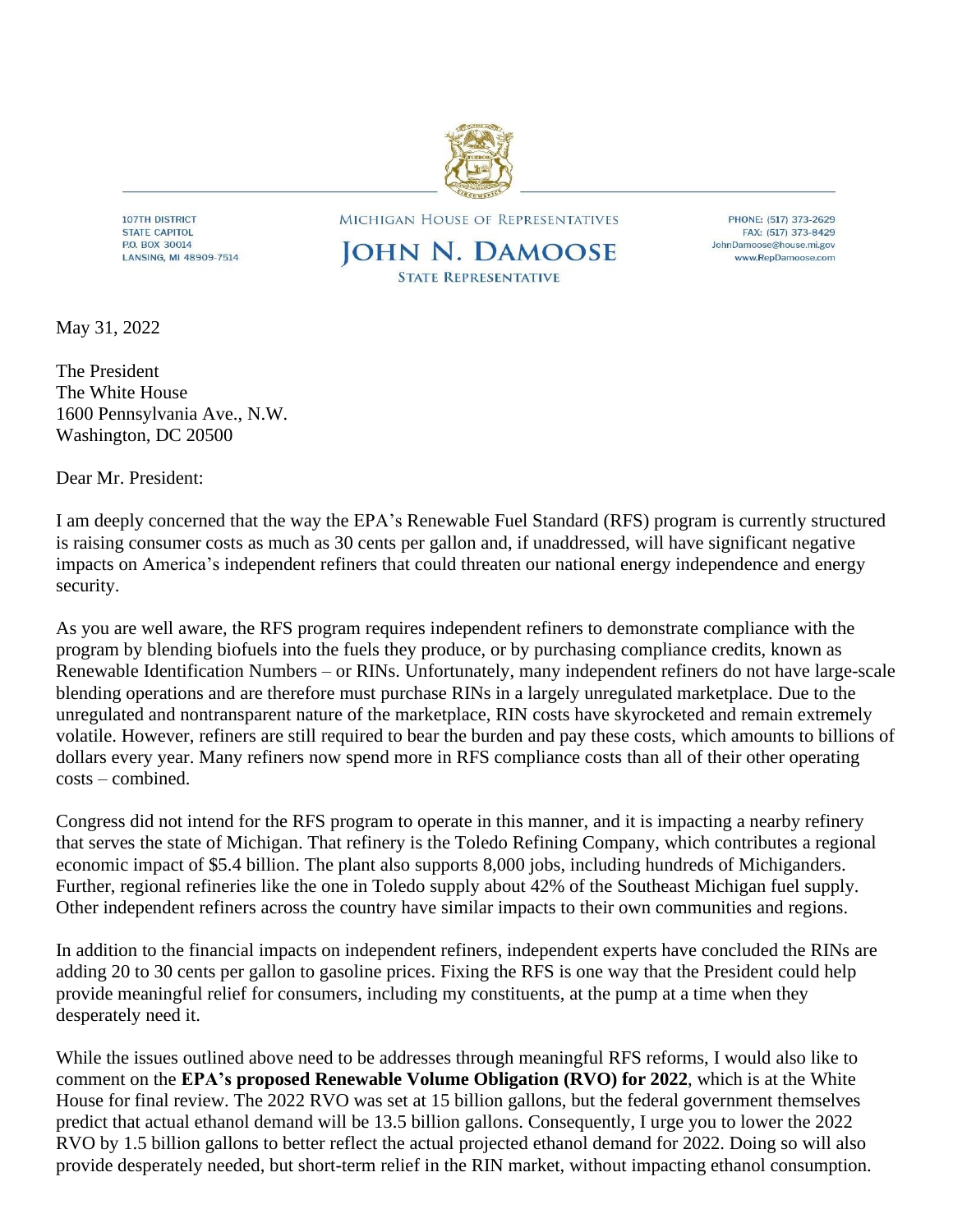107TH DISTRICT
STATE CAPITOL
P.O. BOX 30014
LANSING, MI 48909-7514

MICHIGAN HOUSE OF REPRESENTATIVES

# JOHN N. DAMOOSE

STATE REPRESENTATIVE

PHONE: (517) 373-2629
FAX: (517) 373-8429
JohnDamoose@house.mi.gov
www.RepDamoose.com

May 31, 2022

The President
The White House
1600 Pennsylvania Ave., N.W.
Washington, DC 20500

Dear Mr. President:

I am deeply concerned that the way the EPA's Renewable Fuel Standard (RFS) program is currently structured is raising consumer costs as much as 30 cents per gallon and, if unaddressed, will have significant negative impacts on America's independent refiners that could threaten our national energy independence and energy security.

As you are well aware, the RFS program requires independent refiners to demonstrate compliance with the program by blending biofuels into the fuels they produce, or by purchasing compliance credits, known as Renewable Identification Numbers – or RINs. Unfortunately, many independent refiners do not have large-scale blending operations and are therefore must purchase RINs in a largely unregulated marketplace. Due to the unregulated and nontransparent nature of the marketplace, RIN costs have skyrocketed and remain extremely volatile. However, refiners are still required to bear the burden and pay these costs, which amounts to billions of dollars every year. Many refiners now spend more in RFS compliance costs than all of their other operating costs – combined.

Congress did not intend for the RFS program to operate in this manner, and it is impacting a nearby refinery that serves the state of Michigan. That refinery is the Toledo Refining Company, which contributes a regional economic impact of $5.4 billion. The plant also supports 8,000 jobs, including hundreds of Michiganders. Further, regional refineries like the one in Toledo supply about 42% of the Southeast Michigan fuel supply. Other independent refiners across the country have similar impacts to their own communities and regions.

In addition to the financial impacts on independent refiners, independent experts have concluded the RINs are adding 20 to 30 cents per gallon to gasoline prices. Fixing the RFS is one way that the President could help provide meaningful relief for consumers, including my constituents, at the pump at a time when they desperately need it.

While the issues outlined above need to be addresses through meaningful RFS reforms, I would also like to comment on the **EPA's proposed Renewable Volume Obligation (RVO) for 2022**, which is at the White House for final review. The 2022 RVO was set at 15 billion gallons, but the federal government themselves predict that actual ethanol demand will be 13.5 billion gallons. Consequently, I urge you to lower the 2022 RVO by 1.5 billion gallons to better reflect the actual projected ethanol demand for 2022. Doing so will also provide desperately needed, but short-term relief in the RIN market, without impacting ethanol consumption.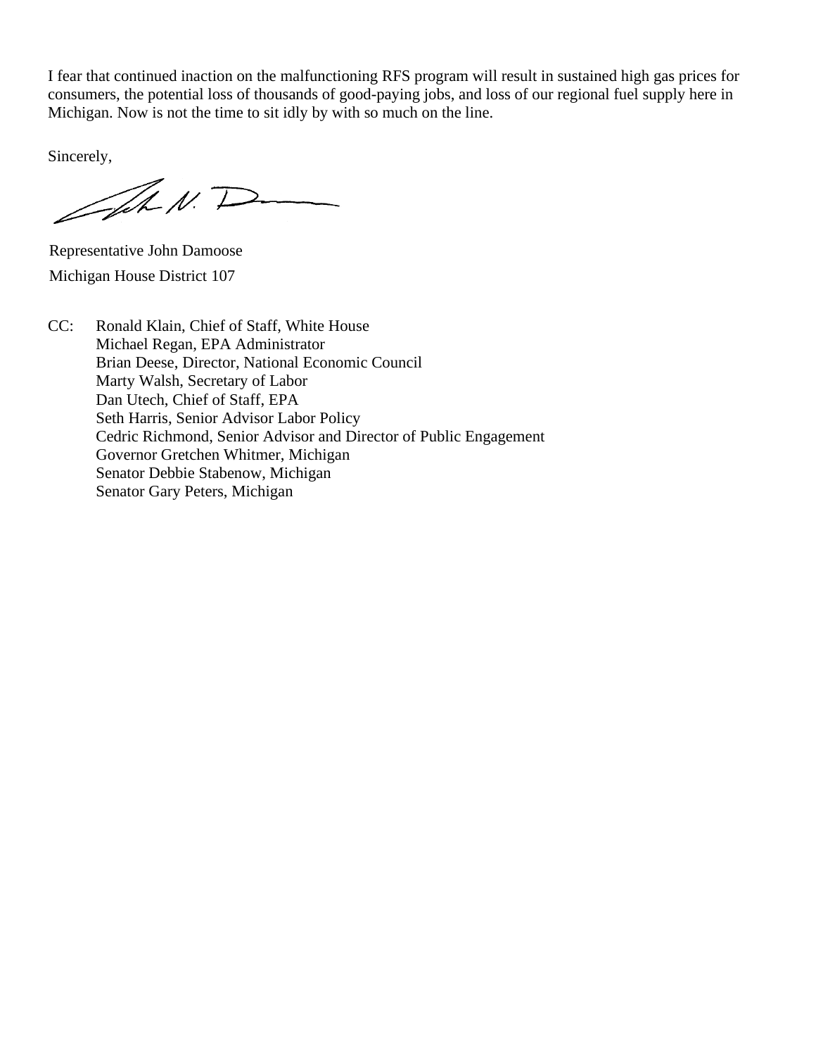I fear that continued inaction on the malfunctioning RFS program will result in sustained high gas prices for consumers, the potential loss of thousands of good-paying jobs, and loss of our regional fuel supply here in Michigan. Now is not the time to sit idly by with so much on the line.

Sincerely,

Representative John Damoose
Michigan House District 107

CC: Ronald Klain, Chief of Staff, White House
Michael Regan, EPA Administrator
Brian Deese, Director, National Economic Council
Marty Walsh, Secretary of Labor
Dan Utech, Chief of Staff, EPA
Seth Harris, Senior Advisor Labor Policy
Cedric Richmond, Senior Advisor and Director of Public Engagement
Governor Gretchen Whitmer, Michigan
Senator Debbie Stabenow, Michigan
Senator Gary Peters, Michigan